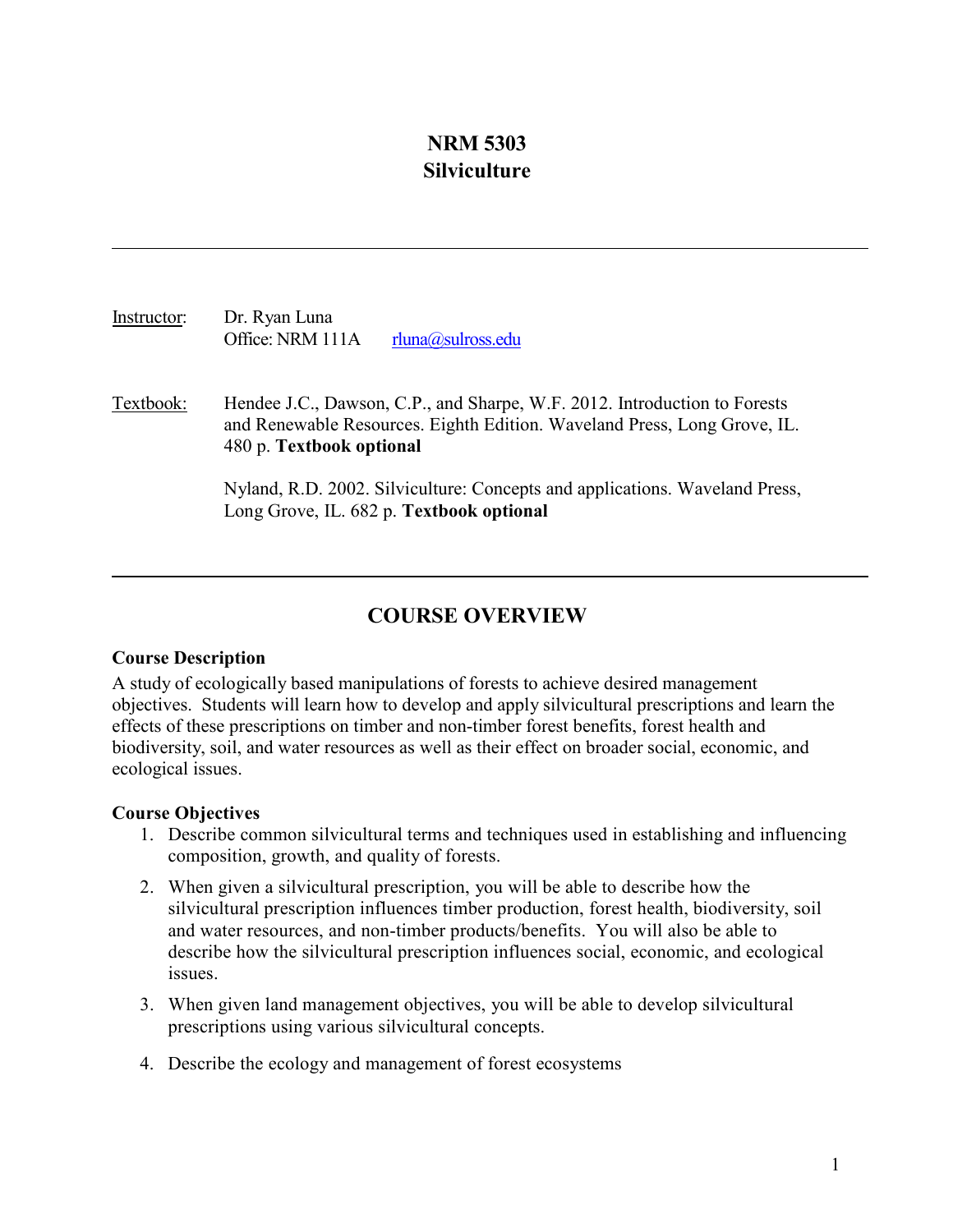# NRM 5303
# Silviculture

---

Instructor: Dr. Ryan Luna
Office: NRM 111A rluna@sulross.edu

Textbook: Hendee J.C., Dawson, C.P., and Sharpe, W.F. 2012. Introduction to Forests and Renewable Resources. Eighth Edition. Waveland Press, Long Grove, IL. 480 p. **Textbook optional**

Nyland, R.D. 2002. Silviculture: Concepts and applications. Waveland Press, Long Grove, IL. 682 p. **Textbook optional**

---

## COURSE OVERVIEW

### Course Description

A study of ecologically based manipulations of forests to achieve desired management objectives. Students will learn how to develop and apply silvicultural prescriptions and learn the effects of these prescriptions on timber and non-timber forest benefits, forest health and biodiversity, soil, and water resources as well as their effect on broader social, economic, and ecological issues.

### Course Objectives

1. Describe common silvicultural terms and techniques used in establishing and influencing composition, growth, and quality of forests.
2. When given a silvicultural prescription, you will be able to describe how the silvicultural prescription influences timber production, forest health, biodiversity, soil and water resources, and non-timber products/benefits. You will also be able to describe how the silvicultural prescription influences social, economic, and ecological issues.
3. When given land management objectives, you will be able to develop silvicultural prescriptions using various silvicultural concepts.
4. Describe the ecology and management of forest ecosystems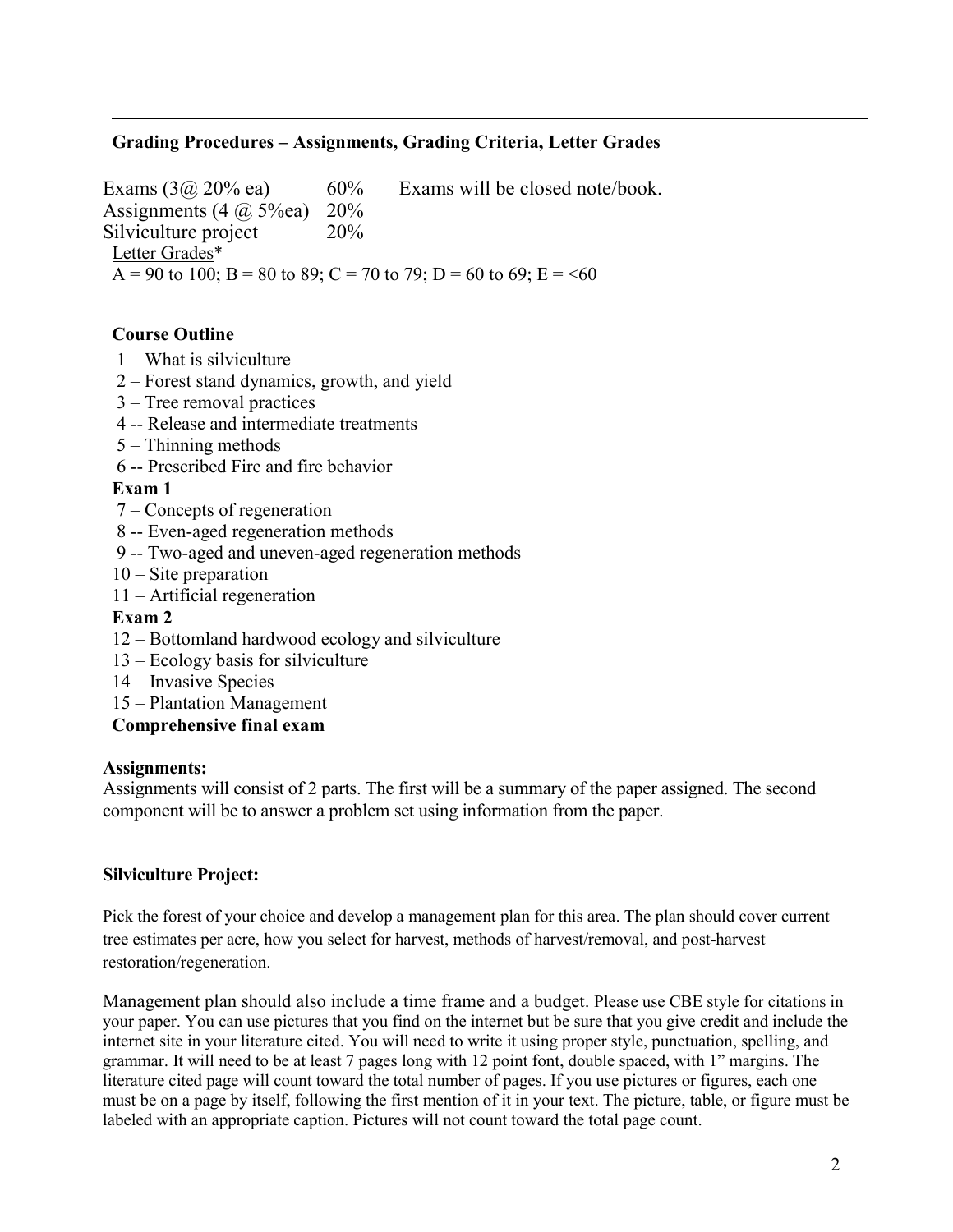## Grading Procedures – Assignments, Grading Criteria, Letter Grades

| | | |
|---|---|---|
| Exams (3@ 20% ea) | 60% | Exams will be closed note/book. |
| Assignments (4 @ 5%ea) | 20% | |
| Silviculture project | 20% | |

Letter Grades*

A = 90 to 100; B = 80 to 89; C = 70 to 79; D = 60 to 69; E = <60

### Course Outline

1 – What is silviculture
2 – Forest stand dynamics, growth, and yield
3 – Tree removal practices
4 -- Release and intermediate treatments
5 – Thinning methods
6 -- Prescribed Fire and fire behavior

**Exam 1**

7 – Concepts of regeneration
8 -- Even-aged regeneration methods
9 -- Two-aged and uneven-aged regeneration methods
10 – Site preparation
11 – Artificial regeneration

**Exam 2**

12 – Bottomland hardwood ecology and silviculture
13 – Ecology basis for silviculture
14 – Invasive Species
15 – Plantation Management

**Comprehensive final exam**

### Assignments:

Assignments will consist of 2 parts. The first will be a summary of the paper assigned. The second component will be to answer a problem set using information from the paper.

### Silviculture Project:

Pick the forest of your choice and develop a management plan for this area. The plan should cover current tree estimates per acre, how you select for harvest, methods of harvest/removal, and post-harvest restoration/regeneration.

Management plan should also include a time frame and a budget. Please use CBE style for citations in your paper. You can use pictures that you find on the internet but be sure that you give credit and include the internet site in your literature cited. You will need to write it using proper style, punctuation, spelling, and grammar. It will need to be at least 7 pages long with 12 point font, double spaced, with 1" margins. The literature cited page will count toward the total number of pages. If you use pictures or figures, each one must be on a page by itself, following the first mention of it in your text. The picture, table, or figure must be labeled with an appropriate caption. Pictures will not count toward the total page count.